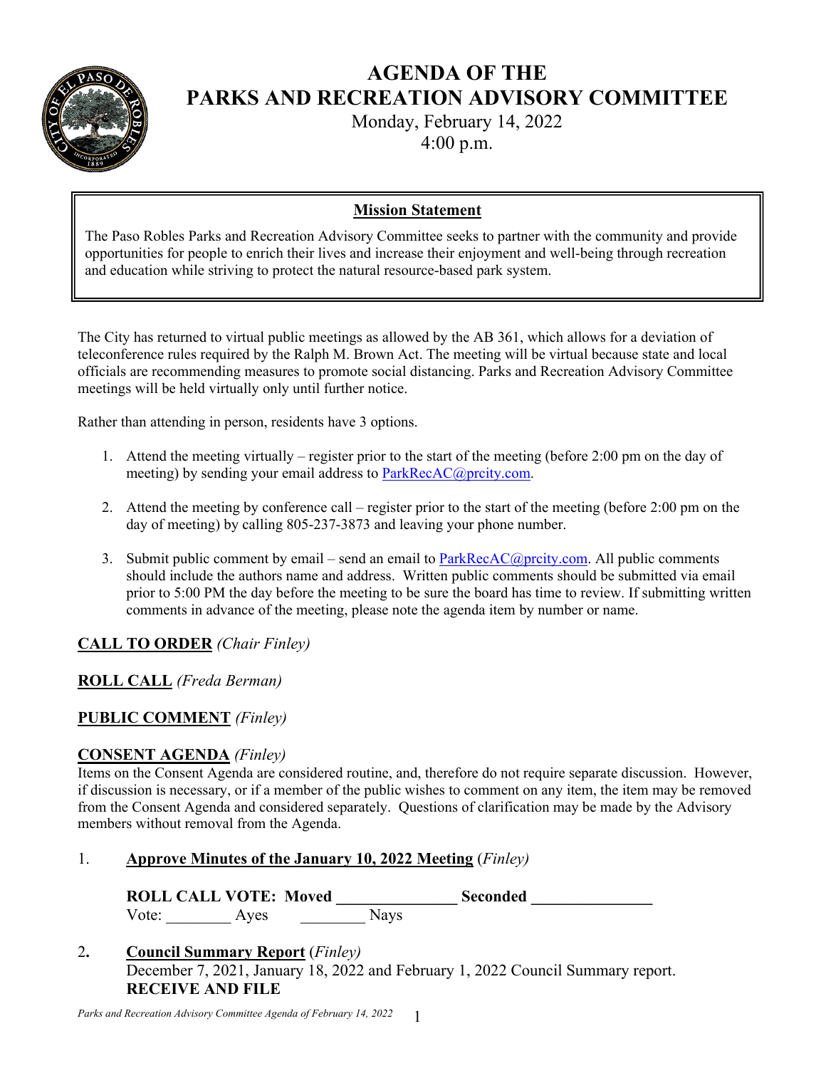# AGENDA OF THE PARKS AND RECREATION ADVISORY COMMITTEE

Monday, February 14, 2022
4:00 p.m.

**Mission Statement**

The Paso Robles Parks and Recreation Advisory Committee seeks to partner with the community and provide opportunities for people to enrich their lives and increase their enjoyment and well-being through recreation and education while striving to protect the natural resource-based park system.

The City has returned to virtual public meetings as allowed by the AB 361, which allows for a deviation of teleconference rules required by the Ralph M. Brown Act. The meeting will be virtual because state and local officials are recommending measures to promote social distancing. Parks and Recreation Advisory Committee meetings will be held virtually only until further notice.

Rather than attending in person, residents have 3 options.

1. Attend the meeting virtually – register prior to the start of the meeting (before 2:00 pm on the day of meeting) by sending your email address to ParkRecAC@prcity.com.

2. Attend the meeting by conference call – register prior to the start of the meeting (before 2:00 pm on the day of meeting) by calling 805-237-3873 and leaving your phone number.

3. Submit public comment by email – send an email to ParkRecAC@prcity.com. All public comments should include the authors name and address. Written public comments should be submitted via email prior to 5:00 PM the day before the meeting to be sure the board has time to review. If submitting written comments in advance of the meeting, please note the agenda item by number or name.

**CALL TO ORDER** *(Chair Finley)*

**ROLL CALL** *(Freda Berman)*

**PUBLIC COMMENT** *(Finley)*

**CONSENT AGENDA** *(Finley)*

Items on the Consent Agenda are considered routine, and, therefore do not require separate discussion. However, if discussion is necessary, or if a member of the public wishes to comment on any item, the item may be removed from the Consent Agenda and considered separately. Questions of clarification may be made by the Advisory members without removal from the Agenda.

1. **Approve Minutes of the January 10, 2022 Meeting** *(Finley)*

   **ROLL CALL VOTE: Moved ______________ Seconded ______________**
   Vote: ________ Ayes ________ Nays

2. **Council Summary Report** *(Finley)*
   December 7, 2021, January 18, 2022 and February 1, 2022 Council Summary report.
   **RECEIVE AND FILE**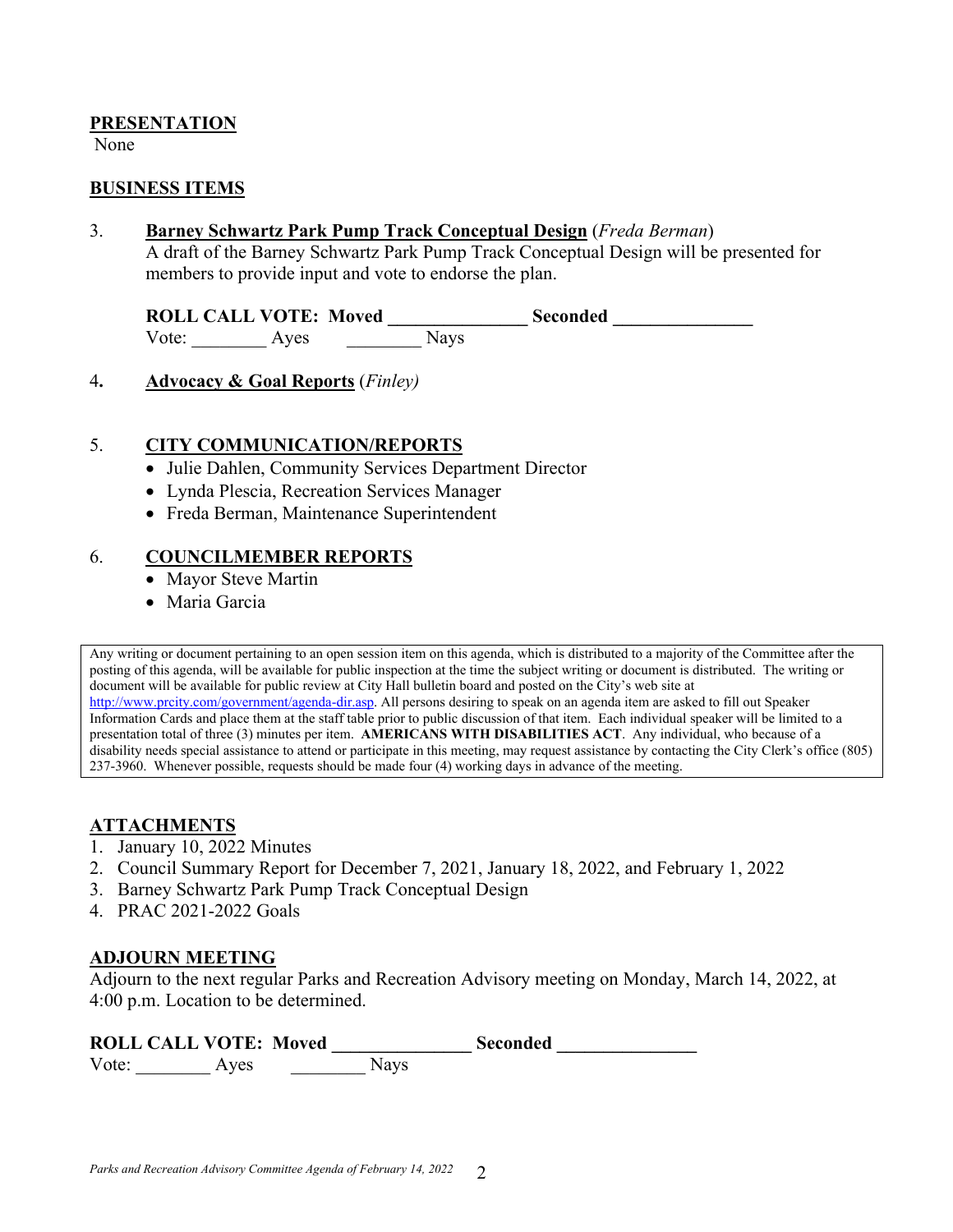## PRESENTATION

None

## BUSINESS ITEMS

3. **Barney Schwartz Park Pump Track Conceptual Design** (*Freda Berman*)
   A draft of the Barney Schwartz Park Pump Track Conceptual Design will be presented for members to provide input and vote to endorse the plan.

   **ROLL CALL VOTE: Moved ______________ Seconded ______________**
   Vote: ________ Ayes ________ Nays

4. **Advocacy & Goal Reports** (*Finley)*

5. **CITY COMMUNICATION/REPORTS**
   - Julie Dahlen, Community Services Department Director
   - Lynda Plescia, Recreation Services Manager
   - Freda Berman, Maintenance Superintendent

6. **COUNCILMEMBER REPORTS**
   - Mayor Steve Martin
   - Maria Garcia

Any writing or document pertaining to an open session item on this agenda, which is distributed to a majority of the Committee after the posting of this agenda, will be available for public inspection at the time the subject writing or document is distributed. The writing or document will be available for public review at City Hall bulletin board and posted on the City's web site at http://www.prcity.com/government/agenda-dir.asp. All persons desiring to speak on an agenda item are asked to fill out Speaker Information Cards and place them at the staff table prior to public discussion of that item. Each individual speaker will be limited to a presentation total of three (3) minutes per item. **AMERICANS WITH DISABILITIES ACT**. Any individual, who because of a disability needs special assistance to attend or participate in this meeting, may request assistance by contacting the City Clerk's office (805) 237-3960. Whenever possible, requests should be made four (4) working days in advance of the meeting.

## ATTACHMENTS

1. January 10, 2022 Minutes
2. Council Summary Report for December 7, 2021, January 18, 2022, and February 1, 2022
3. Barney Schwartz Park Pump Track Conceptual Design
4. PRAC 2021-2022 Goals

## ADJOURN MEETING

Adjourn to the next regular Parks and Recreation Advisory meeting on Monday, March 14, 2022, at 4:00 p.m. Location to be determined.

**ROLL CALL VOTE: Moved ______________ Seconded ______________**
Vote: ________ Ayes ________ Nays